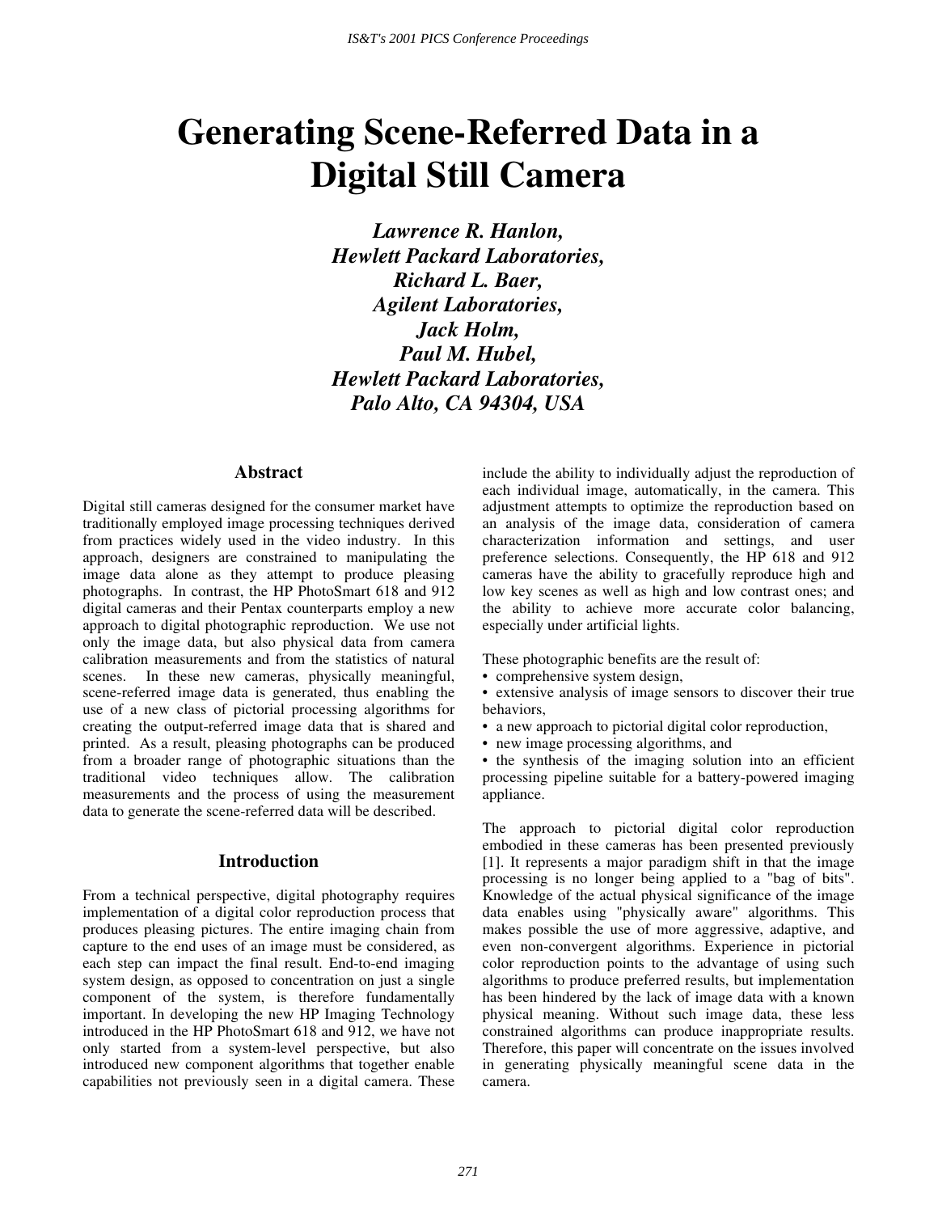# Generating Scene-Referred Data in a Digital Still Camera

***Lawrence R. Hanlon,***
***Hewlett Packard Laboratories,***
***Richard L. Baer,***
***Agilent Laboratories,***
***Jack Holm,***
***Paul M. Hubel,***
***Hewlett Packard Laboratories,***
***Palo Alto, CA 94304, USA***

## Abstract

Digital still cameras designed for the consumer market have traditionally employed image processing techniques derived from practices widely used in the video industry. In this approach, designers are constrained to manipulating the image data alone as they attempt to produce pleasing photographs. In contrast, the HP PhotoSmart 618 and 912 digital cameras and their Pentax counterparts employ a new approach to digital photographic reproduction. We use not only the image data, but also physical data from camera calibration measurements and from the statistics of natural scenes. In these new cameras, physically meaningful, scene-referred image data is generated, thus enabling the use of a new class of pictorial processing algorithms for creating the output-referred image data that is shared and printed. As a result, pleasing photographs can be produced from a broader range of photographic situations than the traditional video techniques allow. The calibration measurements and the process of using the measurement data to generate the scene-referred data will be described.

## Introduction

From a technical perspective, digital photography requires implementation of a digital color reproduction process that produces pleasing pictures. The entire imaging chain from capture to the end uses of an image must be considered, as each step can impact the final result. End-to-end imaging system design, as opposed to concentration on just a single component of the system, is therefore fundamentally important. In developing the new HP Imaging Technology introduced in the HP PhotoSmart 618 and 912, we have not only started from a system-level perspective, but also introduced new component algorithms that together enable capabilities not previously seen in a digital camera. These include the ability to individually adjust the reproduction of each individual image, automatically, in the camera. This adjustment attempts to optimize the reproduction based on an analysis of the image data, consideration of camera characterization information and settings, and user preference selections. Consequently, the HP 618 and 912 cameras have the ability to gracefully reproduce high and low key scenes as well as high and low contrast ones; and the ability to achieve more accurate color balancing, especially under artificial lights.

These photographic benefits are the result of:

- comprehensive system design,
- extensive analysis of image sensors to discover their true behaviors,
- a new approach to pictorial digital color reproduction,
- new image processing algorithms, and
- the synthesis of the imaging solution into an efficient processing pipeline suitable for a battery-powered imaging appliance.

The approach to pictorial digital color reproduction embodied in these cameras has been presented previously [1]. It represents a major paradigm shift in that the image processing is no longer being applied to a "bag of bits". Knowledge of the actual physical significance of the image data enables using "physically aware" algorithms. This makes possible the use of more aggressive, adaptive, and even non-convergent algorithms. Experience in pictorial color reproduction points to the advantage of using such algorithms to produce preferred results, but implementation has been hindered by the lack of image data with a known physical meaning. Without such image data, these less constrained algorithms can produce inappropriate results. Therefore, this paper will concentrate on the issues involved in generating physically meaningful scene data in the camera.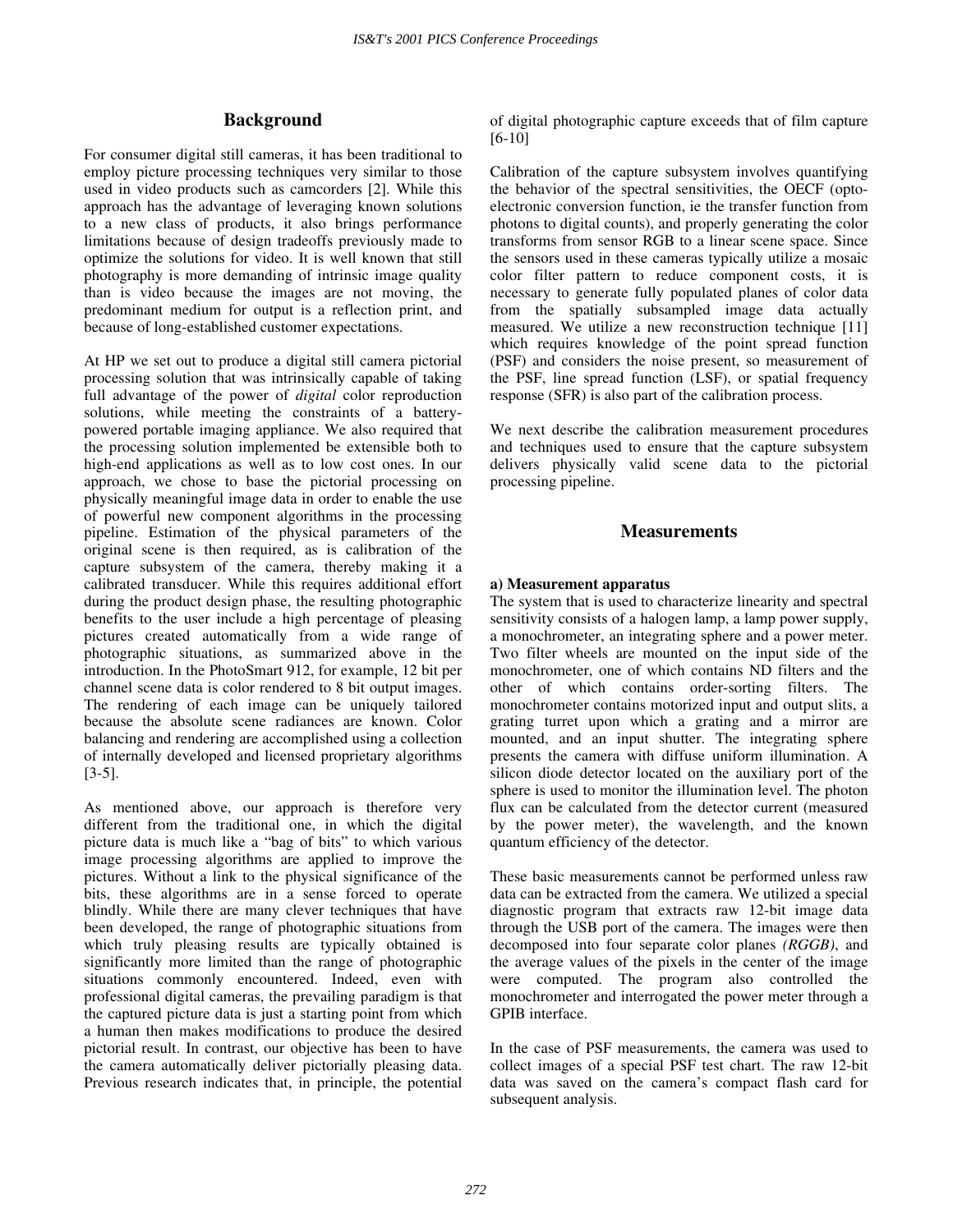## Background

For consumer digital still cameras, it has been traditional to employ picture processing techniques very similar to those used in video products such as camcorders [2]. While this approach has the advantage of leveraging known solutions to a new class of products, it also brings performance limitations because of design tradeoffs previously made to optimize the solutions for video. It is well known that still photography is more demanding of intrinsic image quality than is video because the images are not moving, the predominant medium for output is a reflection print, and because of long-established customer expectations.

At HP we set out to produce a digital still camera pictorial processing solution that was intrinsically capable of taking full advantage of the power of *digital* color reproduction solutions, while meeting the constraints of a battery-powered portable imaging appliance. We also required that the processing solution implemented be extensible both to high-end applications as well as to low cost ones. In our approach, we chose to base the pictorial processing on physically meaningful image data in order to enable the use of powerful new component algorithms in the processing pipeline. Estimation of the physical parameters of the original scene is then required, as is calibration of the capture subsystem of the camera, thereby making it a calibrated transducer. While this requires additional effort during the product design phase, the resulting photographic benefits to the user include a high percentage of pleasing pictures created automatically from a wide range of photographic situations, as summarized above in the introduction. In the PhotoSmart 912, for example, 12 bit per channel scene data is color rendered to 8 bit output images. The rendering of each image can be uniquely tailored because the absolute scene radiances are known. Color balancing and rendering are accomplished using a collection of internally developed and licensed proprietary algorithms [3-5].

As mentioned above, our approach is therefore very different from the traditional one, in which the digital picture data is much like a "bag of bits" to which various image processing algorithms are applied to improve the pictures. Without a link to the physical significance of the bits, these algorithms are in a sense forced to operate blindly. While there are many clever techniques that have been developed, the range of photographic situations from which truly pleasing results are typically obtained is significantly more limited than the range of photographic situations commonly encountered. Indeed, even with professional digital cameras, the prevailing paradigm is that the captured picture data is just a starting point from which a human then makes modifications to produce the desired pictorial result. In contrast, our objective has been to have the camera automatically deliver pictorially pleasing data. Previous research indicates that, in principle, the potential of digital photographic capture exceeds that of film capture [6-10]

Calibration of the capture subsystem involves quantifying the behavior of the spectral sensitivities, the OECF (opto-electronic conversion function, ie the transfer function from photons to digital counts), and properly generating the color transforms from sensor RGB to a linear scene space. Since the sensors used in these cameras typically utilize a mosaic color filter pattern to reduce component costs, it is necessary to generate fully populated planes of color data from the spatially subsampled image data actually measured. We utilize a new reconstruction technique [11] which requires knowledge of the point spread function (PSF) and considers the noise present, so measurement of the PSF, line spread function (LSF), or spatial frequency response (SFR) is also part of the calibration process.

We next describe the calibration measurement procedures and techniques used to ensure that the capture subsystem delivers physically valid scene data to the pictorial processing pipeline.

## Measurements

**a) Measurement apparatus**

The system that is used to characterize linearity and spectral sensitivity consists of a halogen lamp, a lamp power supply, a monochrometer, an integrating sphere and a power meter. Two filter wheels are mounted on the input side of the monochrometer, one of which contains ND filters and the other of which contains order-sorting filters. The monochrometer contains motorized input and output slits, a grating turret upon which a grating and a mirror are mounted, and an input shutter. The integrating sphere presents the camera with diffuse uniform illumination. A silicon diode detector located on the auxiliary port of the sphere is used to monitor the illumination level. The photon flux can be calculated from the detector current (measured by the power meter), the wavelength, and the known quantum efficiency of the detector.

These basic measurements cannot be performed unless raw data can be extracted from the camera. We utilized a special diagnostic program that extracts raw 12-bit image data through the USB port of the camera. The images were then decomposed into four separate color planes *(RGGB)*, and the average values of the pixels in the center of the image were computed. The program also controlled the monochrometer and interrogated the power meter through a GPIB interface.

In the case of PSF measurements, the camera was used to collect images of a special PSF test chart. The raw 12-bit data was saved on the camera's compact flash card for subsequent analysis.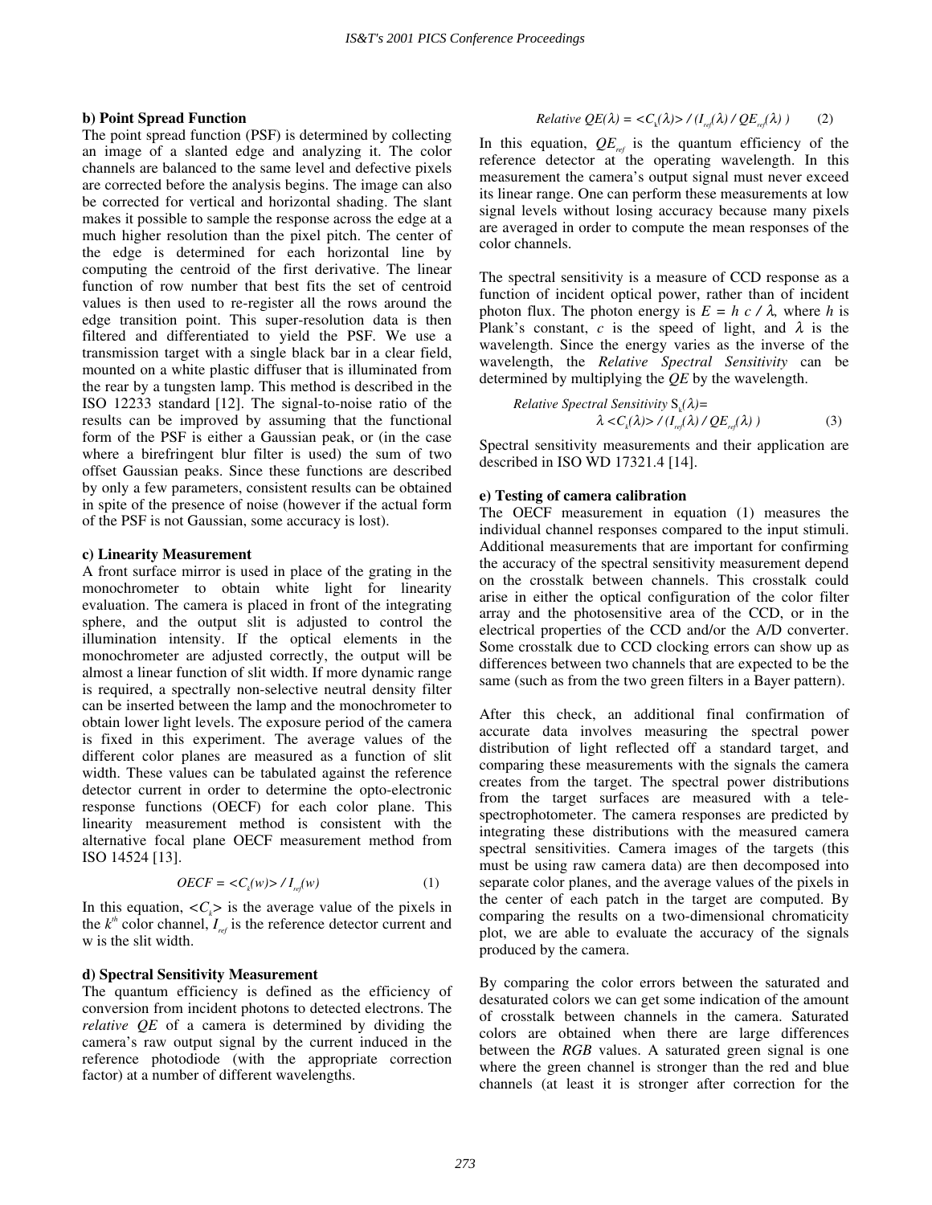**b) Point Spread Function**

The point spread function (PSF) is determined by collecting an image of a slanted edge and analyzing it. The color channels are balanced to the same level and defective pixels are corrected before the analysis begins. The image can also be corrected for vertical and horizontal shading. The slant makes it possible to sample the response across the edge at a much higher resolution than the pixel pitch. The center of the edge is determined for each horizontal line by computing the centroid of the first derivative. The linear function of row number that best fits the set of centroid values is then used to re-register all the rows around the edge transition point. This super-resolution data is then filtered and differentiated to yield the PSF. We use a transmission target with a single black bar in a clear field, mounted on a white plastic diffuser that is illuminated from the rear by a tungsten lamp. This method is described in the ISO 12233 standard [12]. The signal-to-noise ratio of the results can be improved by assuming that the functional form of the PSF is either a Gaussian peak, or (in the case where a birefringent blur filter is used) the sum of two offset Gaussian peaks. Since these functions are described by only a few parameters, consistent results can be obtained in spite of the presence of noise (however if the actual form of the PSF is not Gaussian, some accuracy is lost).

**c) Linearity Measurement**

A front surface mirror is used in place of the grating in the monochrometer to obtain white light for linearity evaluation. The camera is placed in front of the integrating sphere, and the output slit is adjusted to control the illumination intensity. If the optical elements in the monochrometer are adjusted correctly, the output will be almost a linear function of slit width. If more dynamic range is required, a spectrally non-selective neutral density filter can be inserted between the lamp and the monochrometer to obtain lower light levels. The exposure period of the camera is fixed in this experiment. The average values of the different color planes are measured as a function of slit width. These values can be tabulated against the reference detector current in order to determine the opto-electronic response functions (OECF) for each color plane. This linearity measurement method is consistent with the alternative focal plane OECF measurement method from ISO 14524 [13].

$$OECF = \langle C_k(w) \rangle / I_{ref}(w) \qquad (1)$$

In this equation, $\langle C_k \rangle$ is the average value of the pixels in the $k^{th}$ color channel, $I_{ref}$ is the reference detector current and w is the slit width.

**d) Spectral Sensitivity Measurement**

The quantum efficiency is defined as the efficiency of conversion from incident photons to detected electrons. The *relative QE* of a camera is determined by dividing the camera's raw output signal by the current induced in the reference photodiode (with the appropriate correction factor) at a number of different wavelengths.

$$\textit{Relative } QE(\lambda) = \langle C_k(\lambda) \rangle / (I_{ref}(\lambda) / QE_{ref}(\lambda)) \qquad (2)$$

In this equation, $QE_{ref}$ is the quantum efficiency of the reference detector at the operating wavelength. In this measurement the camera's output signal must never exceed its linear range. One can perform these measurements at low signal levels without losing accuracy because many pixels are averaged in order to compute the mean responses of the color channels.

The spectral sensitivity is a measure of CCD response as a function of incident optical power, rather than of incident photon flux. The photon energy is $E = h\, c / \lambda$, where $h$ is Plank's constant, $c$ is the speed of light, and $\lambda$ is the wavelength. Since the energy varies as the inverse of the wavelength, the *Relative Spectral Sensitivity* can be determined by multiplying the *QE* by the wavelength.

$$\textit{Relative Spectral Sensitivity } S_k(\lambda) = \lambda \langle C_k(\lambda) \rangle / (I_{ref}(\lambda) / QE_{ref}(\lambda)) \qquad (3)$$

Spectral sensitivity measurements and their application are described in ISO WD 17321.4 [14].

**e) Testing of camera calibration**

The OECF measurement in equation (1) measures the individual channel responses compared to the input stimuli. Additional measurements that are important for confirming the accuracy of the spectral sensitivity measurement depend on the crosstalk between channels. This crosstalk could arise in either the optical configuration of the color filter array and the photosensitive area of the CCD, or in the electrical properties of the CCD and/or the A/D converter. Some crosstalk due to CCD clocking errors can show up as differences between two channels that are expected to be the same (such as from the two green filters in a Bayer pattern).

After this check, an additional final confirmation of accurate data involves measuring the spectral power distribution of light reflected off a standard target, and comparing these measurements with the signals the camera creates from the target. The spectral power distributions from the target surfaces are measured with a tele-spectrophotometer. The camera responses are predicted by integrating these distributions with the measured camera spectral sensitivities. Camera images of the targets (this must be using raw camera data) are then decomposed into separate color planes, and the average values of the pixels in the center of each patch in the target are computed. By comparing the results on a two-dimensional chromaticity plot, we are able to evaluate the accuracy of the signals produced by the camera.

By comparing the color errors between the saturated and desaturated colors we can get some indication of the amount of crosstalk between channels in the camera. Saturated colors are obtained when there are large differences between the *RGB* values. A saturated green signal is one where the green channel is stronger than the red and blue channels (at least it is stronger after correction for the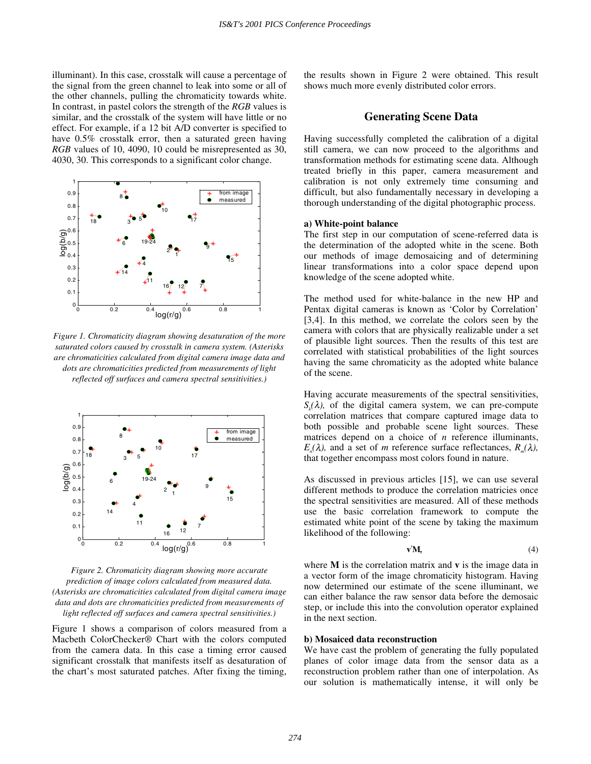illuminant). In this case, crosstalk will cause a percentage of the signal from the green channel to leak into some or all of the other channels, pulling the chromaticity towards white. In contrast, in pastel colors the strength of the *RGB* values is similar, and the crosstalk of the system will have little or no effect. For example, if a 12 bit A/D converter is specified to have 0.5% crosstalk error, then a saturated green having *RGB* values of 10, 4090, 10 could be misrepresented as 30, 4030, 30. This corresponds to a significant color change.

*Figure 1. Chromaticity diagram showing desaturation of the more saturated colors caused by crosstalk in camera system. (Asterisks are chromaticities calculated from digital camera image data and dots are chromaticities predicted from measurements of light reflected off surfaces and camera spectral sensitivities.)*

*Figure 2. Chromaticity diagram showing more accurate prediction of image colors calculated from measured data. (Asterisks are chromaticities calculated from digital camera image data and dots are chromaticities predicted from measurements of light reflected off surfaces and camera spectral sensitivities.)*

Figure 1 shows a comparison of colors measured from a Macbeth ColorChecker® Chart with the colors computed from the camera data. In this case a timing error caused significant crosstalk that manifests itself as desaturation of the chart's most saturated patches. After fixing the timing, the results shown in Figure 2 were obtained. This result shows much more evenly distributed color errors.

## Generating Scene Data

Having successfully completed the calibration of a digital still camera, we can now proceed to the algorithms and transformation methods for estimating scene data. Although treated briefly in this paper, camera measurement and calibration is not only extremely time consuming and difficult, but also fundamentally necessary in developing a thorough understanding of the digital photographic process.

### a) White-point balance

The first step in our computation of scene-referred data is the determination of the adopted white in the scene. Both our methods of image demosaicing and of determining linear transformations into a color space depend upon knowledge of the scene adopted white.

The method used for white-balance in the new HP and Pentax digital cameras is known as 'Color by Correlation' [3,4]. In this method, we correlate the colors seen by the camera with colors that are physically realizable under a set of plausible light sources. Then the results of this test are correlated with statistical probabilities of the light sources having the same chromaticity as the adopted white balance of the scene.

Having accurate measurements of the spectral sensitivities, $S_k(\lambda)$, of the digital camera system, we can pre-compute correlation matrices that compare captured image data to both possible and probable scene light sources. These matrices depend on a choice of *n* reference illuminants, $E_n(\lambda)$, and a set of *m* reference surface reflectances, $R_m(\lambda)$, that together encompass most colors found in nature.

As discussed in previous articles [15], we can use several different methods to produce the correlation matricies once the spectral sensitivities are measured. All of these methods use the basic correlation framework to compute the estimated white point of the scene by taking the maximum likelihood of the following:

$$\mathbf{v}^t\mathbf{M}, \tag{4}$$

where **M** is the correlation matrix and **v** is the image data in a vector form of the image chromaticity histogram. Having now determined our estimate of the scene illuminant, we can either balance the raw sensor data before the demosaic step, or include this into the convolution operator explained in the next section.

### b) Mosaiced data reconstruction

We have cast the problem of generating the fully populated planes of color image data from the sensor data as a reconstruction problem rather than one of interpolation. As our solution is mathematically intense, it will only be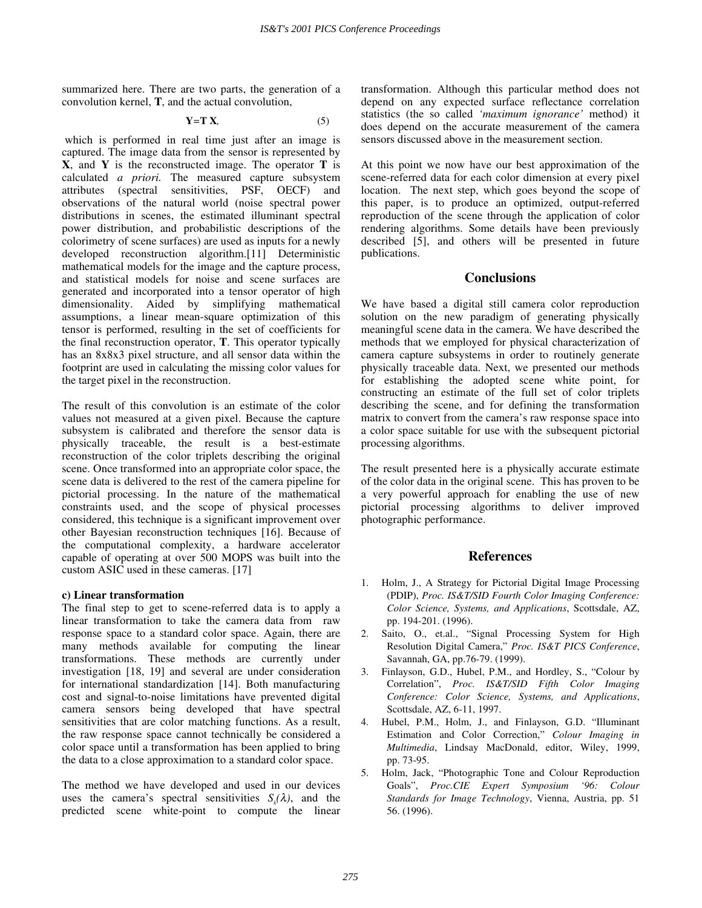summarized here. There are two parts, the generation of a convolution kernel, **T**, and the actual convolution,

$$\mathbf{Y} = \mathbf{T}\,\mathbf{X}, \tag{5}$$

which is performed in real time just after an image is captured. The image data from the sensor is represented by **X**, and **Y** is the reconstructed image. The operator **T** is calculated *a priori.* The measured capture subsystem attributes (spectral sensitivities, PSF, OECF) and observations of the natural world (noise spectral power distributions in scenes, the estimated illuminant spectral power distribution, and probabilistic descriptions of the colorimetry of scene surfaces) are used as inputs for a newly developed reconstruction algorithm.[11] Deterministic mathematical models for the image and the capture process, and statistical models for noise and scene surfaces are generated and incorporated into a tensor operator of high dimensionality. Aided by simplifying mathematical assumptions, a linear mean-square optimization of this tensor is performed, resulting in the set of coefficients for the final reconstruction operator, **T**. This operator typically has an 8x8x3 pixel structure, and all sensor data within the footprint are used in calculating the missing color values for the target pixel in the reconstruction.

The result of this convolution is an estimate of the color values not measured at a given pixel. Because the capture subsystem is calibrated and therefore the sensor data is physically traceable, the result is a best-estimate reconstruction of the color triplets describing the original scene. Once transformed into an appropriate color space, the scene data is delivered to the rest of the camera pipeline for pictorial processing. In the nature of the mathematical constraints used, and the scope of physical processes considered, this technique is a significant improvement over other Bayesian reconstruction techniques [16]. Because of the computational complexity, a hardware accelerator capable of operating at over 500 MOPS was built into the custom ASIC used in these cameras. [17]

**c) Linear transformation**

The final step to get to scene-referred data is to apply a linear transformation to take the camera data from raw response space to a standard color space. Again, there are many methods available for computing the linear transformations. These methods are currently under investigation [18, 19] and several are under consideration for international standardization [14]. Both manufacturing cost and signal-to-noise limitations have prevented digital camera sensors being developed that have spectral sensitivities that are color matching functions. As a result, the raw response space cannot technically be considered a color space until a transformation has been applied to bring the data to a close approximation to a standard color space.

The method we have developed and used in our devices uses the camera's spectral sensitivities $S_k(\lambda)$, and the predicted scene white-point to compute the linear transformation. Although this particular method does not depend on any expected surface reflectance correlation statistics (the so called *'maximum ignorance'* method) it does depend on the accurate measurement of the camera sensors discussed above in the measurement section.

At this point we now have our best approximation of the scene-referred data for each color dimension at every pixel location. The next step, which goes beyond the scope of this paper, is to produce an optimized, output-referred reproduction of the scene through the application of color rendering algorithms. Some details have been previously described [5], and others will be presented in future publications.

## Conclusions

We have based a digital still camera color reproduction solution on the new paradigm of generating physically meaningful scene data in the camera. We have described the methods that we employed for physical characterization of camera capture subsystems in order to routinely generate physically traceable data. Next, we presented our methods for establishing the adopted scene white point, for constructing an estimate of the full set of color triplets describing the scene, and for defining the transformation matrix to convert from the camera's raw response space into a color space suitable for use with the subsequent pictorial processing algorithms.

The result presented here is a physically accurate estimate of the color data in the original scene. This has proven to be a very powerful approach for enabling the use of new pictorial processing algorithms to deliver improved photographic performance.

## References

1. Holm, J., A Strategy for Pictorial Digital Image Processing (PDIP), *Proc. IS&T/SID Fourth Color Imaging Conference: Color Science, Systems, and Applications*, Scottsdale, AZ, pp. 194-201. (1996).
2. Saito, O., et.al., "Signal Processing System for High Resolution Digital Camera," *Proc. IS&T PICS Conference*, Savannah, GA, pp.76-79. (1999).
3. Finlayson, G.D., Hubel, P.M., and Hordley, S., "Colour by Correlation", *Proc. IS&T/SID Fifth Color Imaging Conference: Color Science, Systems, and Applications*, Scottsdale, AZ, 6-11, 1997.
4. Hubel, P.M., Holm, J., and Finlayson, G.D. "Illuminant Estimation and Color Correction," *Colour Imaging in Multimedia*, Lindsay MacDonald, editor, Wiley, 1999, pp. 73-95.
5. Holm, Jack, "Photographic Tone and Colour Reproduction Goals", *Proc.CIE Expert Symposium '96: Colour Standards for Image Technology*, Vienna, Austria, pp. 51 56. (1996).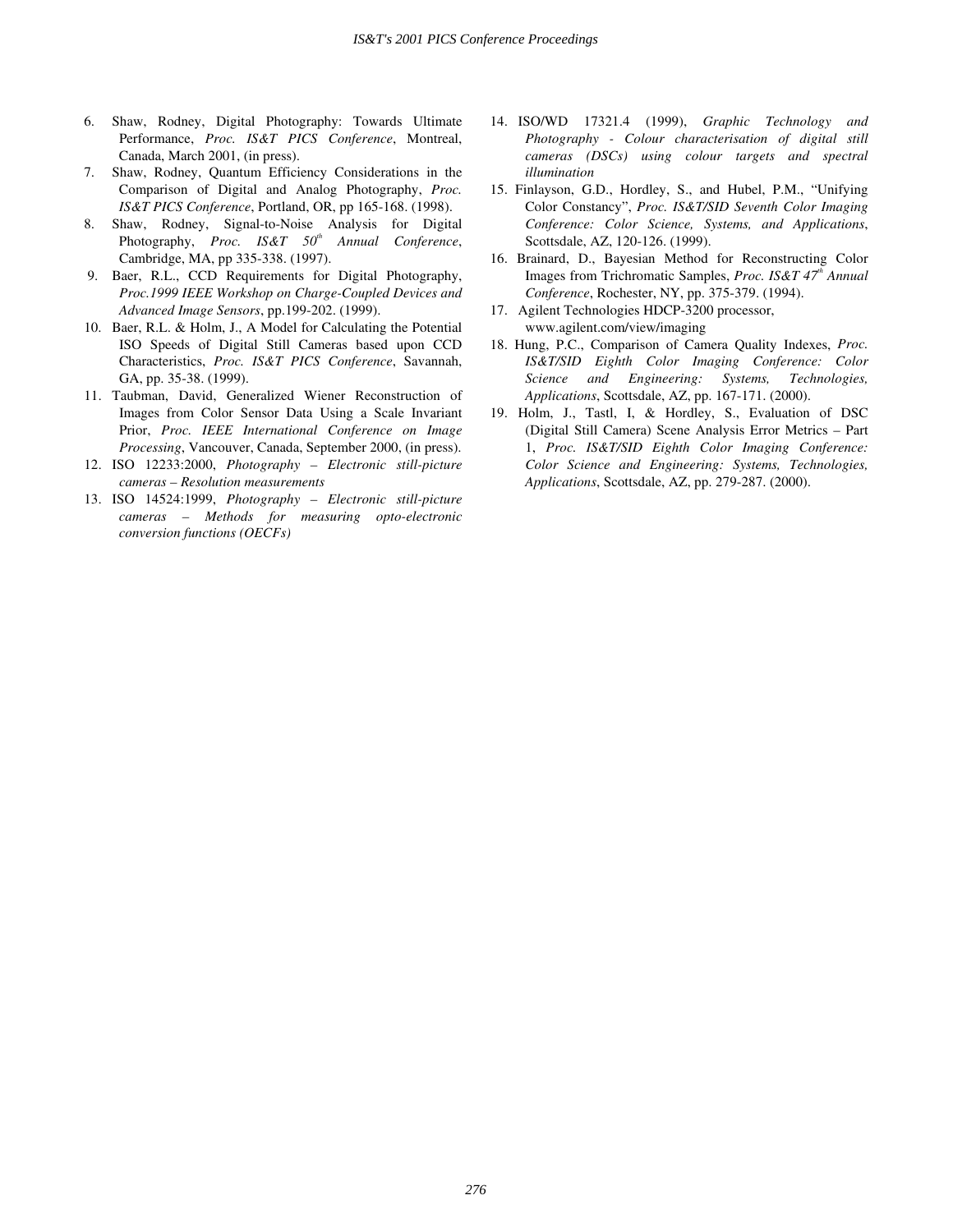6. Shaw, Rodney, Digital Photography: Towards Ultimate Performance, *Proc. IS&T PICS Conference*, Montreal, Canada, March 2001, (in press).
7. Shaw, Rodney, Quantum Efficiency Considerations in the Comparison of Digital and Analog Photography, *Proc. IS&T PICS Conference*, Portland, OR, pp 165-168. (1998).
8. Shaw, Rodney, Signal-to-Noise Analysis for Digital Photography, *Proc. IS&T 50th Annual Conference*, Cambridge, MA, pp 335-338. (1997).
9. Baer, R.L., CCD Requirements for Digital Photography, *Proc.1999 IEEE Workshop on Charge-Coupled Devices and Advanced Image Sensors*, pp.199-202. (1999).
10. Baer, R.L. & Holm, J., A Model for Calculating the Potential ISO Speeds of Digital Still Cameras based upon CCD Characteristics, *Proc. IS&T PICS Conference*, Savannah, GA, pp. 35-38. (1999).
11. Taubman, David, Generalized Wiener Reconstruction of Images from Color Sensor Data Using a Scale Invariant Prior, *Proc. IEEE International Conference on Image Processing*, Vancouver, Canada, September 2000, (in press).
12. ISO 12233:2000, *Photography – Electronic still-picture cameras – Resolution measurements*
13. ISO 14524:1999, *Photography – Electronic still-picture cameras – Methods for measuring opto-electronic conversion functions (OECFs)*
14. ISO/WD 17321.4 (1999), *Graphic Technology and Photography - Colour characterisation of digital still cameras (DSCs) using colour targets and spectral illumination*
15. Finlayson, G.D., Hordley, S., and Hubel, P.M., "Unifying Color Constancy", *Proc. IS&T/SID Seventh Color Imaging Conference: Color Science, Systems, and Applications*, Scottsdale, AZ, 120-126. (1999).
16. Brainard, D., Bayesian Method for Reconstructing Color Images from Trichromatic Samples, *Proc. IS&T 47th Annual Conference*, Rochester, NY, pp. 375-379. (1994).
17. Agilent Technologies HDCP-3200 processor, www.agilent.com/view/imaging
18. Hung, P.C., Comparison of Camera Quality Indexes, *Proc. IS&T/SID Eighth Color Imaging Conference: Color Science and Engineering: Systems, Technologies, Applications*, Scottsdale, AZ, pp. 167-171. (2000).
19. Holm, J., Tastl, I, & Hordley, S., Evaluation of DSC (Digital Still Camera) Scene Analysis Error Metrics – Part 1, *Proc. IS&T/SID Eighth Color Imaging Conference: Color Science and Engineering: Systems, Technologies, Applications*, Scottsdale, AZ, pp. 279-287. (2000).